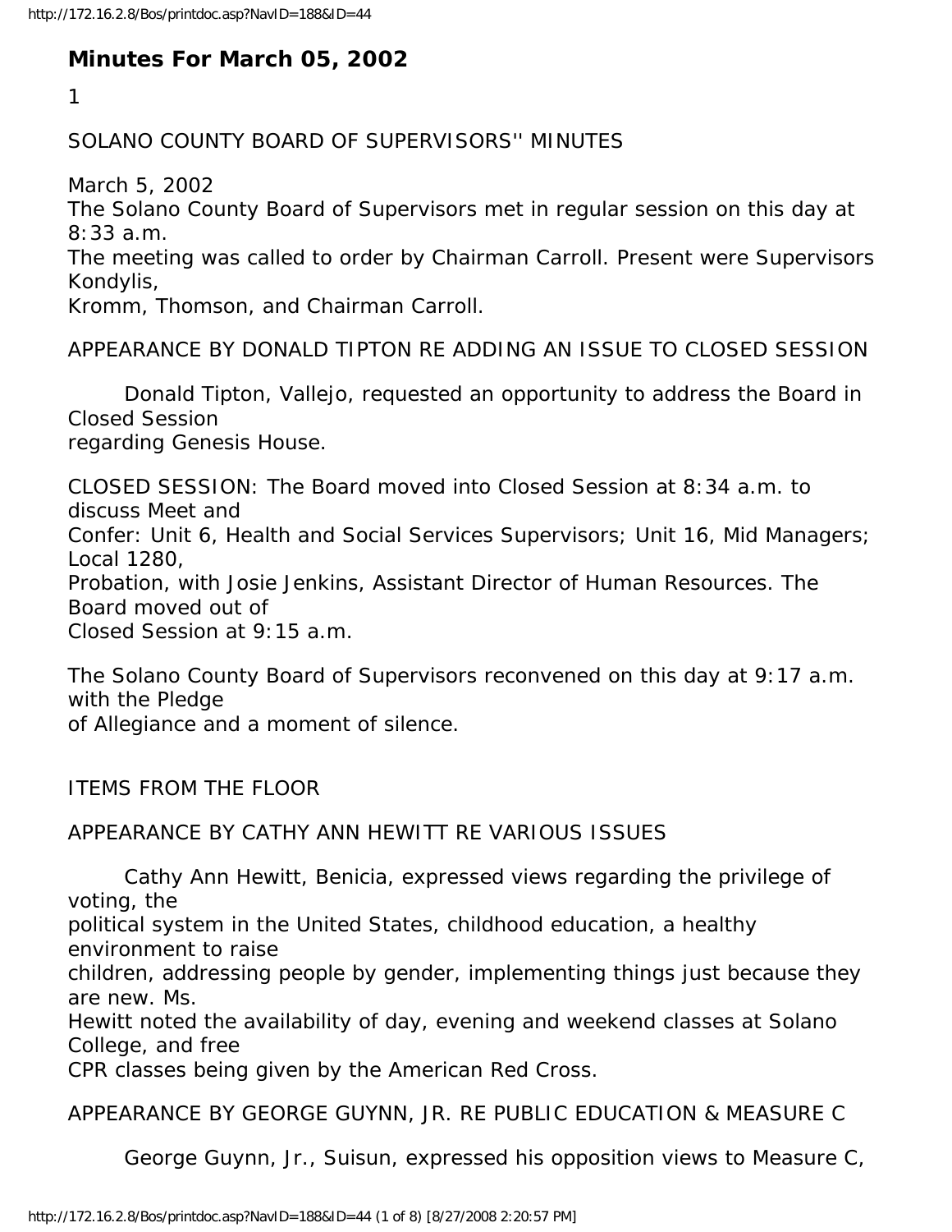# Minutes For March 05, 2002

1

SOLANO COUNTY BOARD OF SUPERVISORS'' MINUTES

March 5, 2002
The Solano County Board of Supervisors met in regular session on this day at 8:33 a.m.
The meeting was called to order by Chairman Carroll. Present were Supervisors Kondylis, Kromm, Thomson, and Chairman Carroll.

APPEARANCE BY DONALD TIPTON RE ADDING AN ISSUE TO CLOSED SESSION

Donald Tipton, Vallejo, requested an opportunity to address the Board in Closed Session regarding Genesis House.

CLOSED SESSION: The Board moved into Closed Session at 8:34 a.m. to discuss Meet and Confer: Unit 6, Health and Social Services Supervisors; Unit 16, Mid Managers; Local 1280, Probation, with Josie Jenkins, Assistant Director of Human Resources. The Board moved out of Closed Session at 9:15 a.m.

The Solano County Board of Supervisors reconvened on this day at 9:17 a.m. with the Pledge of Allegiance and a moment of silence.

ITEMS FROM THE FLOOR

APPEARANCE BY CATHY ANN HEWITT RE VARIOUS ISSUES

Cathy Ann Hewitt, Benicia, expressed views regarding the privilege of voting, the political system in the United States, childhood education, a healthy environment to raise children, addressing people by gender, implementing things just because they are new. Ms. Hewitt noted the availability of day, evening and weekend classes at Solano College, and free CPR classes being given by the American Red Cross.

APPEARANCE BY GEORGE GUYNN, JR. RE PUBLIC EDUCATION & MEASURE C

George Guynn, Jr., Suisun, expressed his opposition views to Measure C,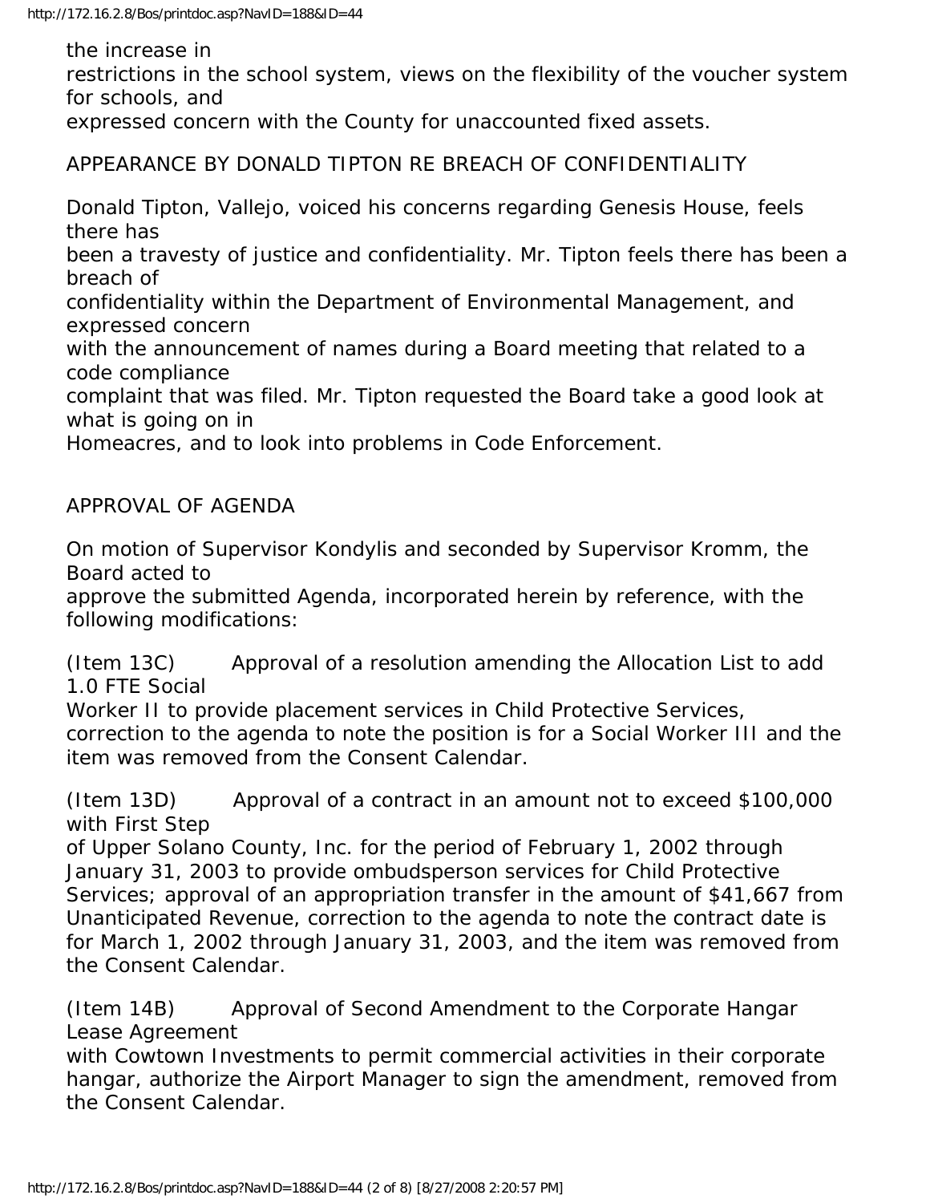the increase in restrictions in the school system, views on the flexibility of the voucher system for schools, and expressed concern with the County for unaccounted fixed assets.

APPEARANCE BY DONALD TIPTON RE BREACH OF CONFIDENTIALITY

Donald Tipton, Vallejo, voiced his concerns regarding Genesis House, feels there has been a travesty of justice and confidentiality. Mr. Tipton feels there has been a breach of confidentiality within the Department of Environmental Management, and expressed concern with the announcement of names during a Board meeting that related to a code compliance complaint that was filed. Mr. Tipton requested the Board take a good look at what is going on in Homeacres, and to look into problems in Code Enforcement.

APPROVAL OF AGENDA

On motion of Supervisor Kondylis and seconded by Supervisor Kromm, the Board acted to approve the submitted Agenda, incorporated herein by reference, with the following modifications:

(Item 13C) Approval of a resolution amending the Allocation List to add 1.0 FTE Social Worker II to provide placement services in Child Protective Services, correction to the agenda to note the position is for a Social Worker III and the item was removed from the Consent Calendar.

(Item 13D) Approval of a contract in an amount not to exceed $100,000 with First Step of Upper Solano County, Inc. for the period of February 1, 2002 through January 31, 2003 to provide ombudsperson services for Child Protective Services; approval of an appropriation transfer in the amount of $41,667 from Unanticipated Revenue, correction to the agenda to note the contract date is for March 1, 2002 through January 31, 2003, and the item was removed from the Consent Calendar.

(Item 14B) Approval of Second Amendment to the Corporate Hangar Lease Agreement with Cowtown Investments to permit commercial activities in their corporate hangar, authorize the Airport Manager to sign the amendment, removed from the Consent Calendar.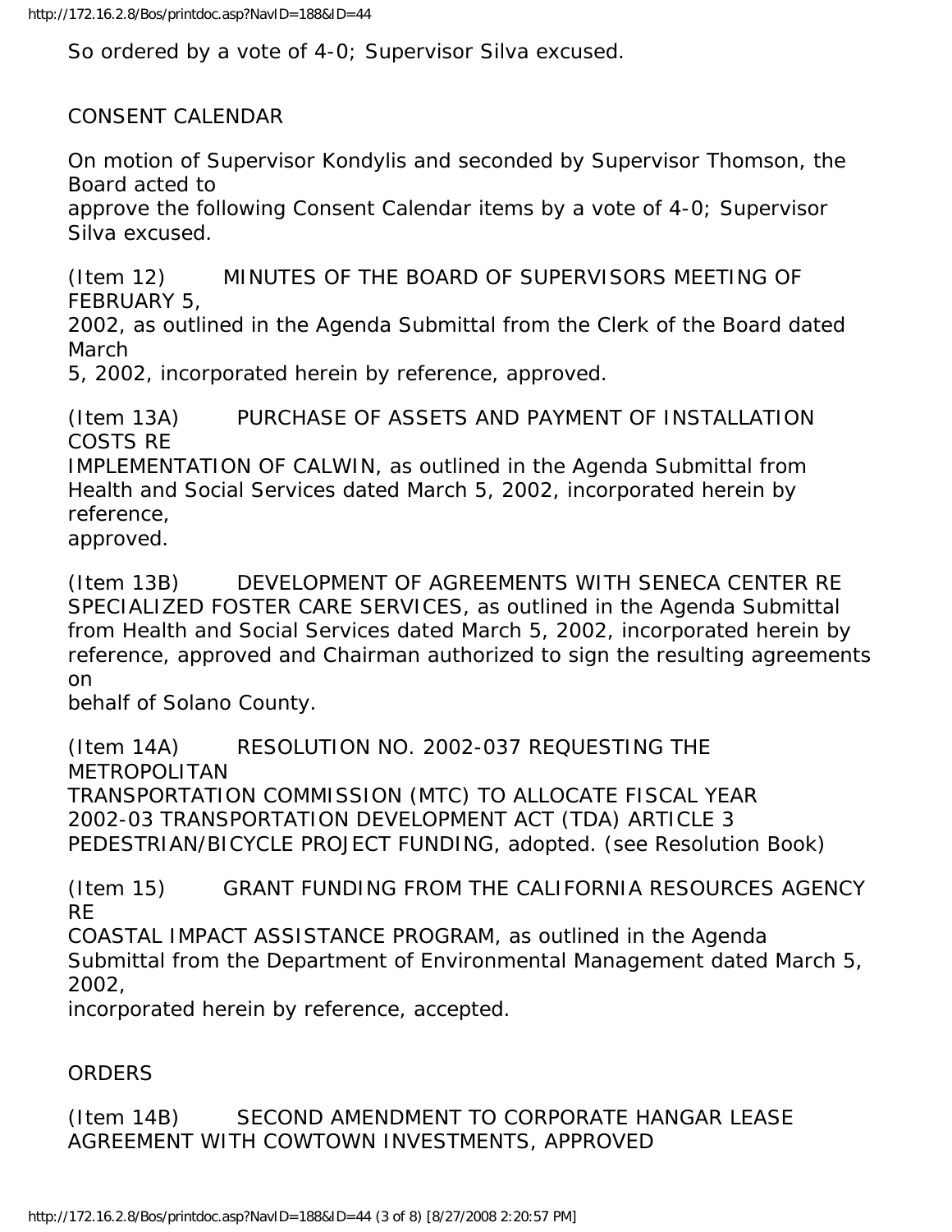So ordered by a vote of 4-0; Supervisor Silva excused.

CONSENT CALENDAR

On motion of Supervisor Kondylis and seconded by Supervisor Thomson, the Board acted to approve the following Consent Calendar items by a vote of 4-0; Supervisor Silva excused.

(Item 12) MINUTES OF THE BOARD OF SUPERVISORS MEETING OF FEBRUARY 5, 2002, as outlined in the Agenda Submittal from the Clerk of the Board dated March 5, 2002, incorporated herein by reference, approved.

(Item 13A) PURCHASE OF ASSETS AND PAYMENT OF INSTALLATION COSTS RE IMPLEMENTATION OF CALWIN, as outlined in the Agenda Submittal from Health and Social Services dated March 5, 2002, incorporated herein by reference, approved.

(Item 13B) DEVELOPMENT OF AGREEMENTS WITH SENECA CENTER RE SPECIALIZED FOSTER CARE SERVICES, as outlined in the Agenda Submittal from Health and Social Services dated March 5, 2002, incorporated herein by reference, approved and Chairman authorized to sign the resulting agreements on behalf of Solano County.

(Item 14A) RESOLUTION NO. 2002-037 REQUESTING THE METROPOLITAN TRANSPORTATION COMMISSION (MTC) TO ALLOCATE FISCAL YEAR 2002-03 TRANSPORTATION DEVELOPMENT ACT (TDA) ARTICLE 3 PEDESTRIAN/BICYCLE PROJECT FUNDING, adopted. (see Resolution Book)

(Item 15) GRANT FUNDING FROM THE CALIFORNIA RESOURCES AGENCY RE COASTAL IMPACT ASSISTANCE PROGRAM, as outlined in the Agenda Submittal from the Department of Environmental Management dated March 5, 2002, incorporated herein by reference, accepted.

ORDERS

(Item 14B) SECOND AMENDMENT TO CORPORATE HANGAR LEASE AGREEMENT WITH COWTOWN INVESTMENTS, APPROVED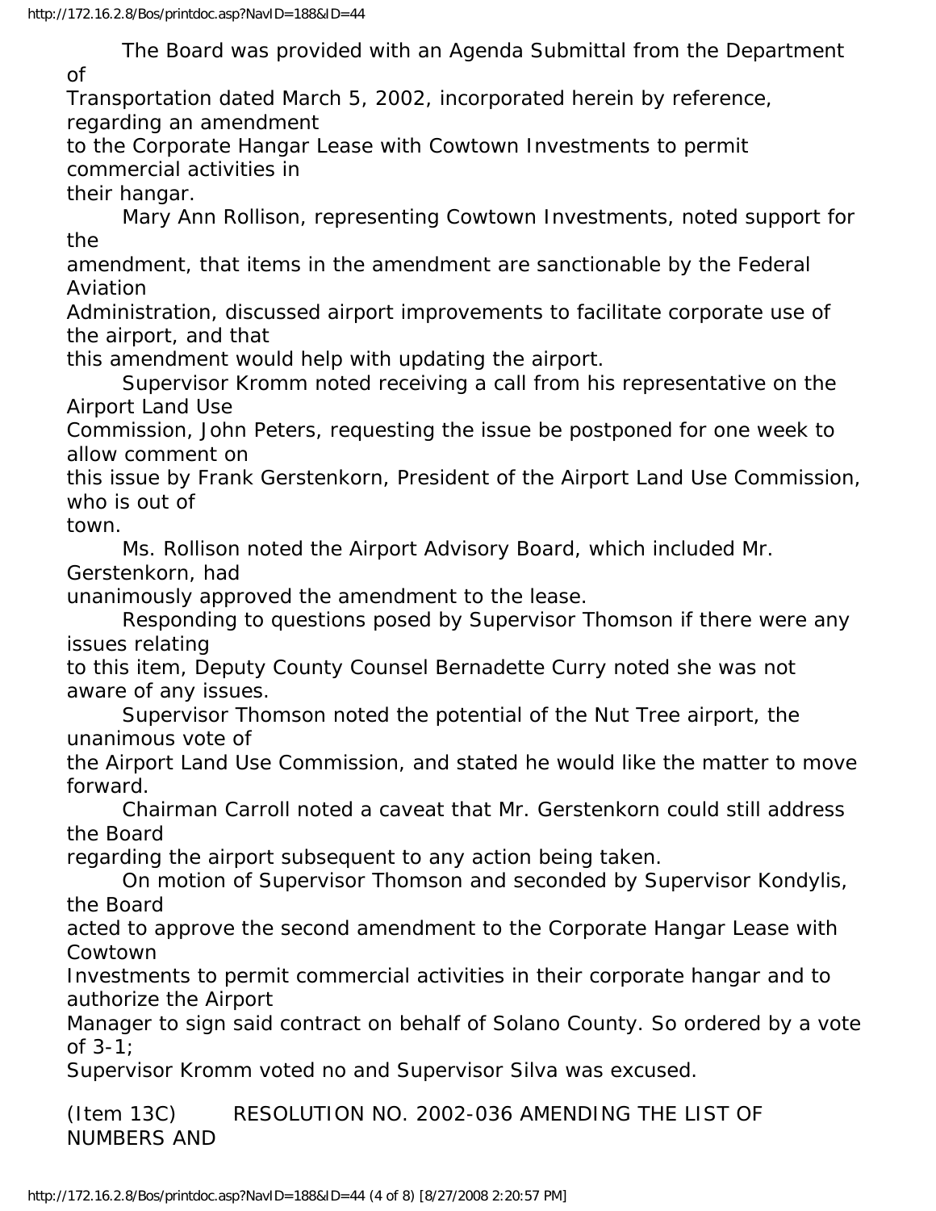The Board was provided with an Agenda Submittal from the Department of Transportation dated March 5, 2002, incorporated herein by reference, regarding an amendment to the Corporate Hangar Lease with Cowtown Investments to permit commercial activities in their hangar.

Mary Ann Rollison, representing Cowtown Investments, noted support for the amendment, that items in the amendment are sanctionable by the Federal Aviation Administration, discussed airport improvements to facilitate corporate use of the airport, and that this amendment would help with updating the airport.

Supervisor Kromm noted receiving a call from his representative on the Airport Land Use Commission, John Peters, requesting the issue be postponed for one week to allow comment on this issue by Frank Gerstenkorn, President of the Airport Land Use Commission, who is out of town.

Ms. Rollison noted the Airport Advisory Board, which included Mr. Gerstenkorn, had unanimously approved the amendment to the lease.

Responding to questions posed by Supervisor Thomson if there were any issues relating to this item, Deputy County Counsel Bernadette Curry noted she was not aware of any issues.

Supervisor Thomson noted the potential of the Nut Tree airport, the unanimous vote of the Airport Land Use Commission, and stated he would like the matter to move forward.

Chairman Carroll noted a caveat that Mr. Gerstenkorn could still address the Board regarding the airport subsequent to any action being taken.

On motion of Supervisor Thomson and seconded by Supervisor Kondylis, the Board acted to approve the second amendment to the Corporate Hangar Lease with Cowtown Investments to permit commercial activities in their corporate hangar and to authorize the Airport Manager to sign said contract on behalf of Solano County. So ordered by a vote of 3-1; Supervisor Kromm voted no and Supervisor Silva was excused.

(Item 13C) RESOLUTION NO. 2002-036 AMENDING THE LIST OF NUMBERS AND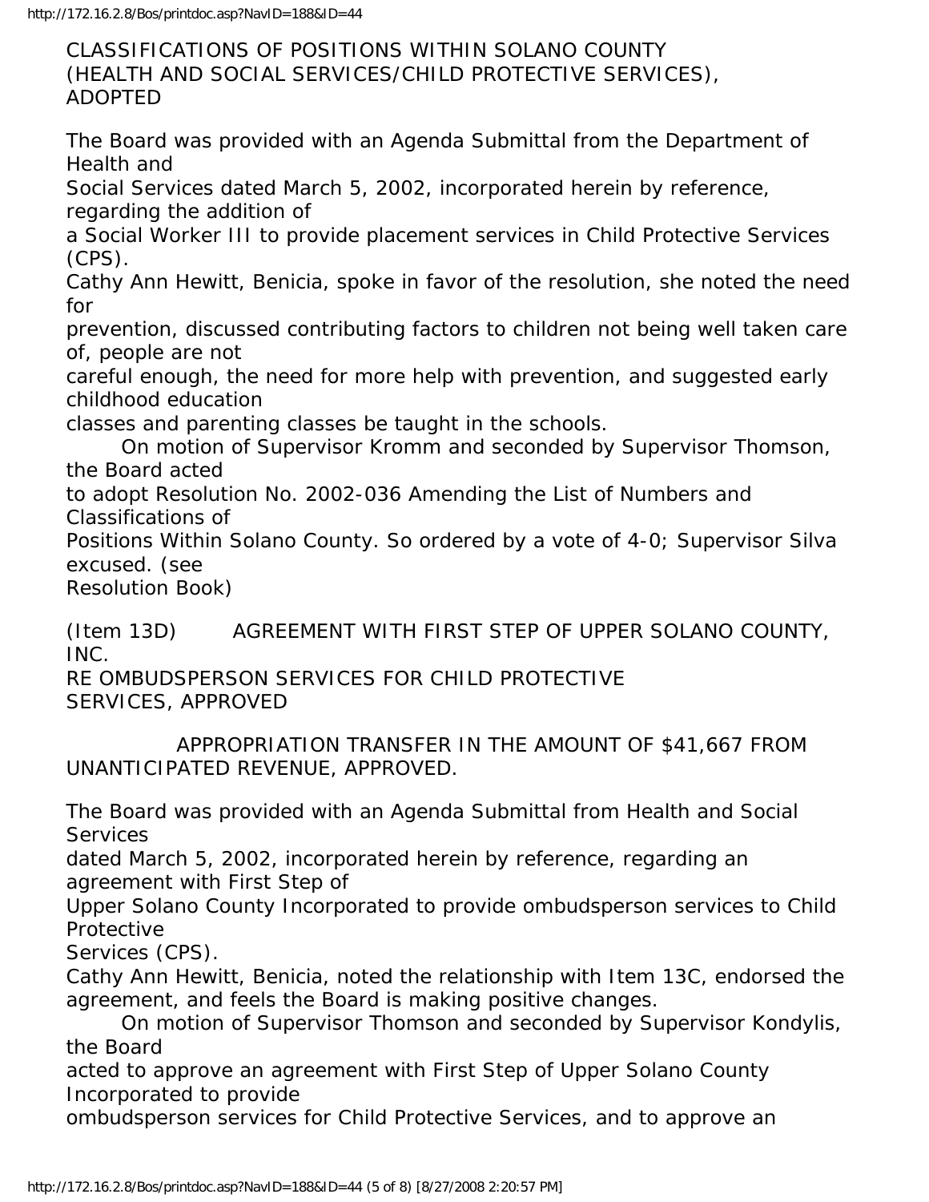CLASSIFICATIONS OF POSITIONS WITHIN SOLANO COUNTY (HEALTH AND SOCIAL SERVICES/CHILD PROTECTIVE SERVICES), ADOPTED

The Board was provided with an Agenda Submittal from the Department of Health and Social Services dated March 5, 2002, incorporated herein by reference, regarding the addition of a Social Worker III to provide placement services in Child Protective Services (CPS).

Cathy Ann Hewitt, Benicia, spoke in favor of the resolution, she noted the need for prevention, discussed contributing factors to children not being well taken care of, people are not careful enough, the need for more help with prevention, and suggested early childhood education classes and parenting classes be taught in the schools.

On motion of Supervisor Kromm and seconded by Supervisor Thomson, the Board acted to adopt Resolution No. 2002-036 Amending the List of Numbers and Classifications of Positions Within Solano County. So ordered by a vote of 4-0; Supervisor Silva excused. (see Resolution Book)

(Item 13D) AGREEMENT WITH FIRST STEP OF UPPER SOLANO COUNTY, INC. RE OMBUDSPERSON SERVICES FOR CHILD PROTECTIVE SERVICES, APPROVED

APPROPRIATION TRANSFER IN THE AMOUNT OF $41,667 FROM UNANTICIPATED REVENUE, APPROVED.

The Board was provided with an Agenda Submittal from Health and Social Services dated March 5, 2002, incorporated herein by reference, regarding an agreement with First Step of Upper Solano County Incorporated to provide ombudsperson services to Child Protective Services (CPS).

Cathy Ann Hewitt, Benicia, noted the relationship with Item 13C, endorsed the agreement, and feels the Board is making positive changes.

On motion of Supervisor Thomson and seconded by Supervisor Kondylis, the Board acted to approve an agreement with First Step of Upper Solano County Incorporated to provide ombudsperson services for Child Protective Services, and to approve an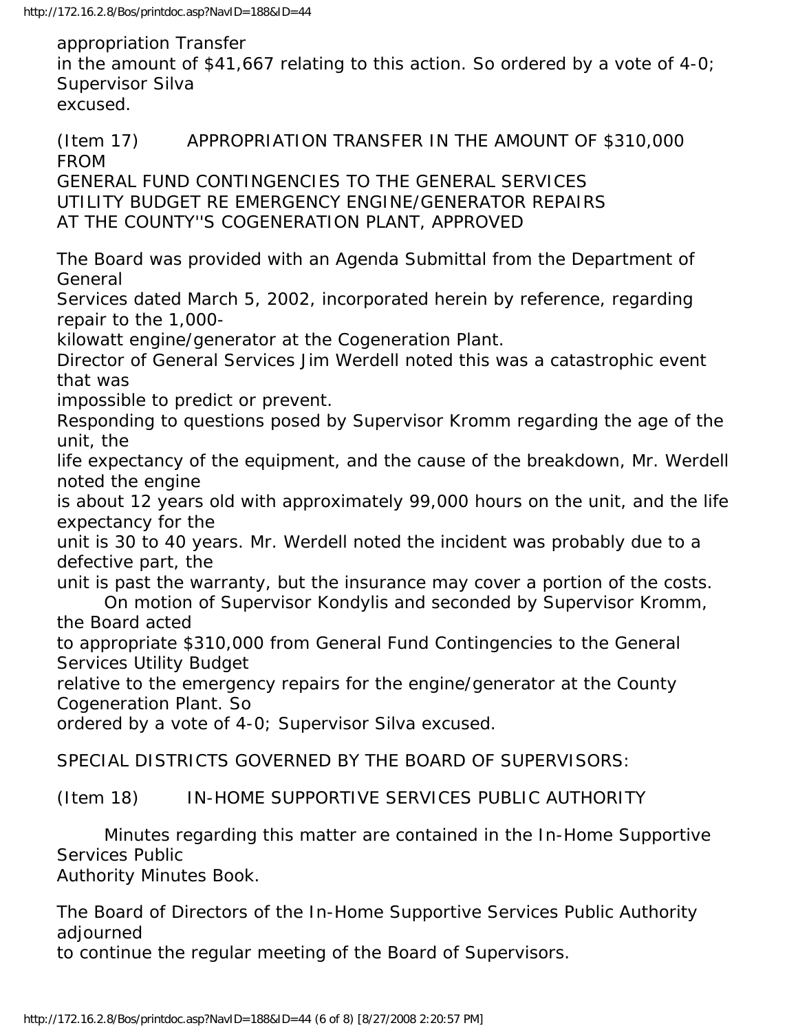appropriation Transfer in the amount of $41,667 relating to this action. So ordered by a vote of 4-0; Supervisor Silva excused.

(Item 17) APPROPRIATION TRANSFER IN THE AMOUNT OF $310,000 FROM GENERAL FUND CONTINGENCIES TO THE GENERAL SERVICES UTILITY BUDGET RE EMERGENCY ENGINE/GENERATOR REPAIRS AT THE COUNTY''S COGENERATION PLANT, APPROVED

The Board was provided with an Agenda Submittal from the Department of General Services dated March 5, 2002, incorporated herein by reference, regarding repair to the 1,000-kilowatt engine/generator at the Cogeneration Plant.

Director of General Services Jim Werdell noted this was a catastrophic event that was impossible to predict or prevent.

Responding to questions posed by Supervisor Kromm regarding the age of the unit, the life expectancy of the equipment, and the cause of the breakdown, Mr. Werdell noted the engine is about 12 years old with approximately 99,000 hours on the unit, and the life expectancy for the unit is 30 to 40 years. Mr. Werdell noted the incident was probably due to a defective part, the unit is past the warranty, but the insurance may cover a portion of the costs.

On motion of Supervisor Kondylis and seconded by Supervisor Kromm, the Board acted to appropriate $310,000 from General Fund Contingencies to the General Services Utility Budget relative to the emergency repairs for the engine/generator at the County Cogeneration Plant. So ordered by a vote of 4-0; Supervisor Silva excused.

SPECIAL DISTRICTS GOVERNED BY THE BOARD OF SUPERVISORS:

(Item 18) IN-HOME SUPPORTIVE SERVICES PUBLIC AUTHORITY

Minutes regarding this matter are contained in the In-Home Supportive Services Public Authority Minutes Book.

The Board of Directors of the In-Home Supportive Services Public Authority adjourned to continue the regular meeting of the Board of Supervisors.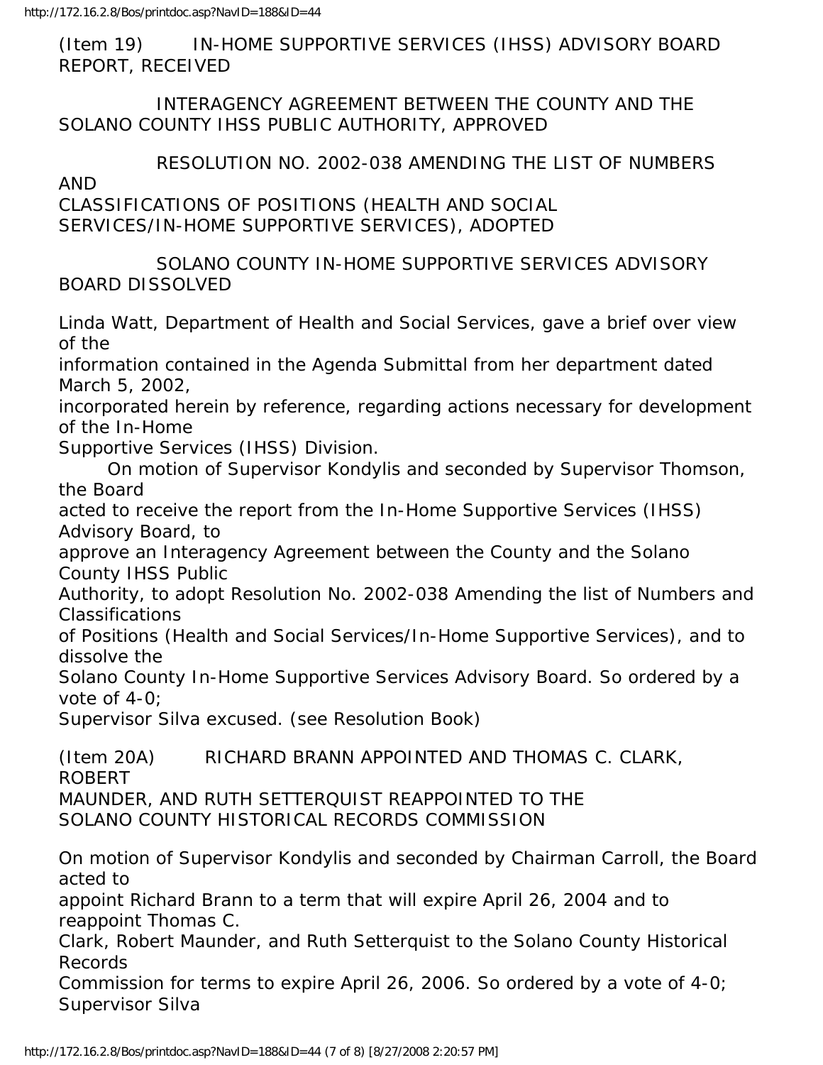(Item 19) IN-HOME SUPPORTIVE SERVICES (IHSS) ADVISORY BOARD REPORT, RECEIVED

INTERAGENCY AGREEMENT BETWEEN THE COUNTY AND THE SOLANO COUNTY IHSS PUBLIC AUTHORITY, APPROVED

RESOLUTION NO. 2002-038 AMENDING THE LIST OF NUMBERS AND CLASSIFICATIONS OF POSITIONS (HEALTH AND SOCIAL SERVICES/IN-HOME SUPPORTIVE SERVICES), ADOPTED

SOLANO COUNTY IN-HOME SUPPORTIVE SERVICES ADVISORY BOARD DISSOLVED

Linda Watt, Department of Health and Social Services, gave a brief over view of the information contained in the Agenda Submittal from her department dated March 5, 2002, incorporated herein by reference, regarding actions necessary for development of the In-Home Supportive Services (IHSS) Division.

On motion of Supervisor Kondylis and seconded by Supervisor Thomson, the Board acted to receive the report from the In-Home Supportive Services (IHSS) Advisory Board, to approve an Interagency Agreement between the County and the Solano County IHSS Public Authority, to adopt Resolution No. 2002-038 Amending the list of Numbers and Classifications of Positions (Health and Social Services/In-Home Supportive Services), and to dissolve the Solano County In-Home Supportive Services Advisory Board. So ordered by a vote of 4-0; Supervisor Silva excused. (see Resolution Book)

(Item 20A) RICHARD BRANN APPOINTED AND THOMAS C. CLARK, ROBERT MAUNDER, AND RUTH SETTERQUIST REAPPOINTED TO THE SOLANO COUNTY HISTORICAL RECORDS COMMISSION

On motion of Supervisor Kondylis and seconded by Chairman Carroll, the Board acted to appoint Richard Brann to a term that will expire April 26, 2004 and to reappoint Thomas C. Clark, Robert Maunder, and Ruth Setterquist to the Solano County Historical Records Commission for terms to expire April 26, 2006. So ordered by a vote of 4-0; Supervisor Silva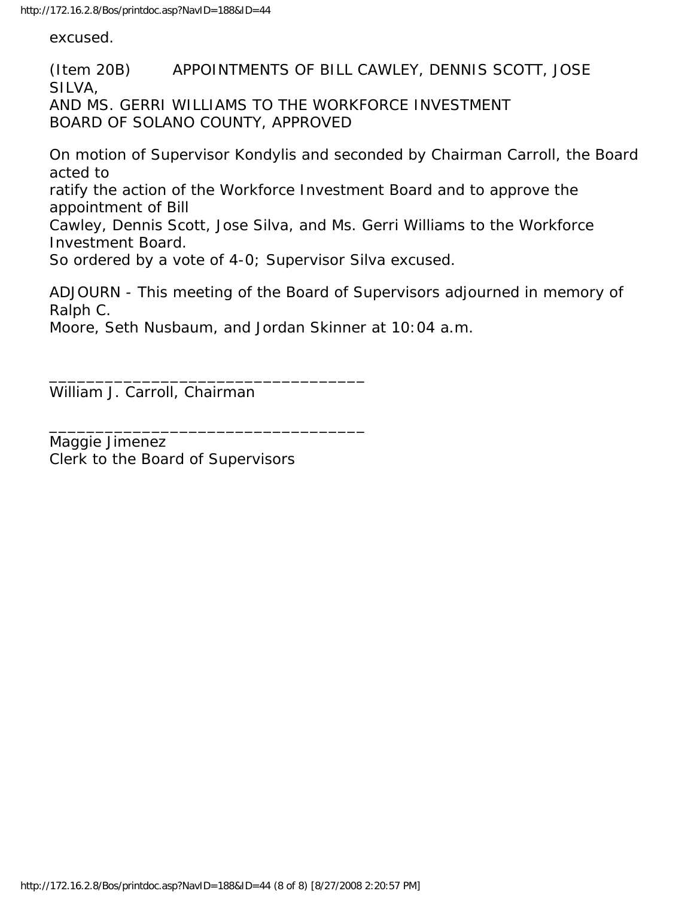excused.

(Item 20B) APPOINTMENTS OF BILL CAWLEY, DENNIS SCOTT, JOSE SILVA, AND MS. GERRI WILLIAMS TO THE WORKFORCE INVESTMENT BOARD OF SOLANO COUNTY, APPROVED

On motion of Supervisor Kondylis and seconded by Chairman Carroll, the Board acted to ratify the action of the Workforce Investment Board and to approve the appointment of Bill Cawley, Dennis Scott, Jose Silva, and Ms. Gerri Williams to the Workforce Investment Board.
So ordered by a vote of 4-0; Supervisor Silva excused.

ADJOURN - This meeting of the Board of Supervisors adjourned in memory of Ralph C. Moore, Seth Nusbaum, and Jordan Skinner at 10:04 a.m.

__________________________________
William J. Carroll, Chairman

__________________________________
Maggie Jimenez
Clerk to the Board of Supervisors